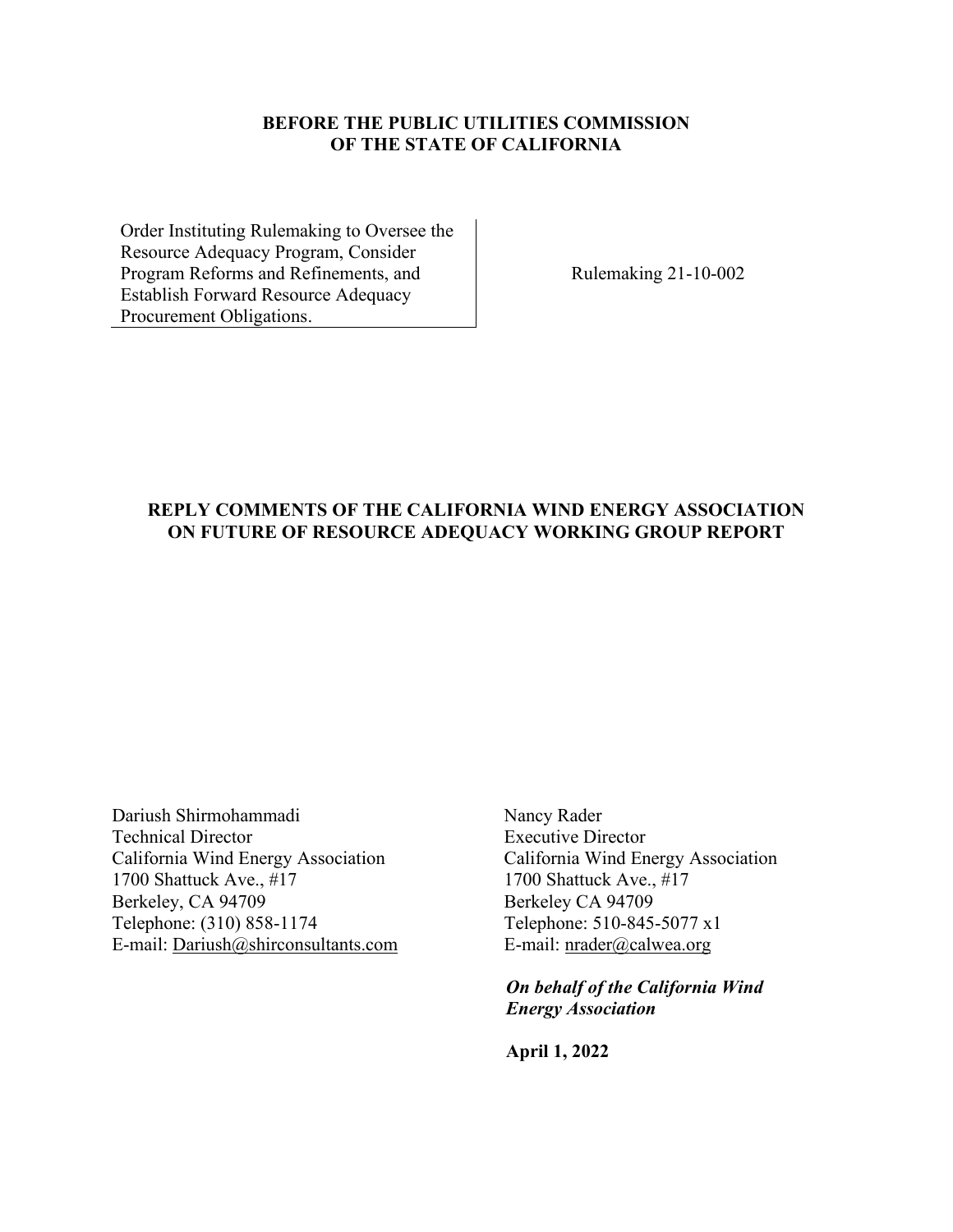**BEFORE THE PUBLIC UTILITIES COMMISSION**
**OF THE STATE OF CALIFORNIA**

| | |
|---|---|
| Order Instituting Rulemaking to Oversee the Resource Adequacy Program, Consider Program Reforms and Refinements, and Establish Forward Resource Adequacy Procurement Obligations. | Rulemaking 21-10-002 |

**REPLY COMMENTS OF THE CALIFORNIA WIND ENERGY ASSOCIATION ON FUTURE OF RESOURCE ADEQUACY WORKING GROUP REPORT**

Dariush Shirmohammadi
Technical Director
California Wind Energy Association
1700 Shattuck Ave., #17
Berkeley, CA 94709
Telephone: (310) 858-1174
E-mail: Dariush@shirconsultants.com

Nancy Rader
Executive Director
California Wind Energy Association
1700 Shattuck Ave., #17
Berkeley CA 94709
Telephone: 510-845-5077 x1
E-mail: nrader@calwea.org

***On behalf of the California Wind Energy Association***

**April 1, 2022**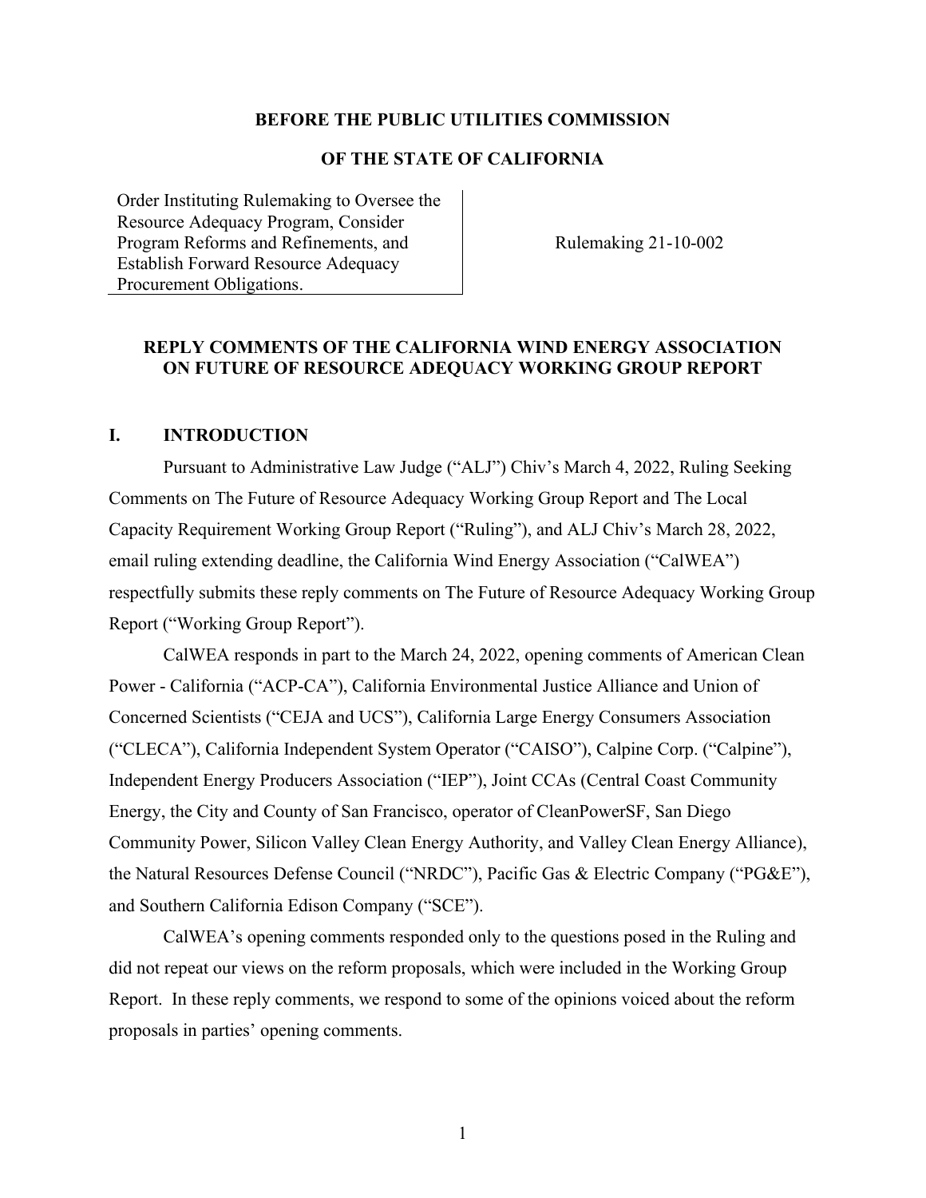**BEFORE THE PUBLIC UTILITIES COMMISSION**

**OF THE STATE OF CALIFORNIA**

| Order Instituting Rulemaking to Oversee the Resource Adequacy Program, Consider Program Reforms and Refinements, and Establish Forward Resource Adequacy Procurement Obligations. | Rulemaking 21-10-002 |
| --- | --- |

**REPLY COMMENTS OF THE CALIFORNIA WIND ENERGY ASSOCIATION ON FUTURE OF RESOURCE ADEQUACY WORKING GROUP REPORT**

## I. INTRODUCTION

Pursuant to Administrative Law Judge ("ALJ") Chiv's March 4, 2022, Ruling Seeking Comments on The Future of Resource Adequacy Working Group Report and The Local Capacity Requirement Working Group Report ("Ruling"), and ALJ Chiv's March 28, 2022, email ruling extending deadline, the California Wind Energy Association ("CalWEA") respectfully submits these reply comments on The Future of Resource Adequacy Working Group Report ("Working Group Report").

CalWEA responds in part to the March 24, 2022, opening comments of American Clean Power - California ("ACP-CA"), California Environmental Justice Alliance and Union of Concerned Scientists ("CEJA and UCS"), California Large Energy Consumers Association ("CLECA"), California Independent System Operator ("CAISO"), Calpine Corp. ("Calpine"), Independent Energy Producers Association ("IEP"), Joint CCAs (Central Coast Community Energy, the City and County of San Francisco, operator of CleanPowerSF, San Diego Community Power, Silicon Valley Clean Energy Authority, and Valley Clean Energy Alliance), the Natural Resources Defense Council ("NRDC"), Pacific Gas & Electric Company ("PG&E"), and Southern California Edison Company ("SCE").

CalWEA's opening comments responded only to the questions posed in the Ruling and did not repeat our views on the reform proposals, which were included in the Working Group Report. In these reply comments, we respond to some of the opinions voiced about the reform proposals in parties' opening comments.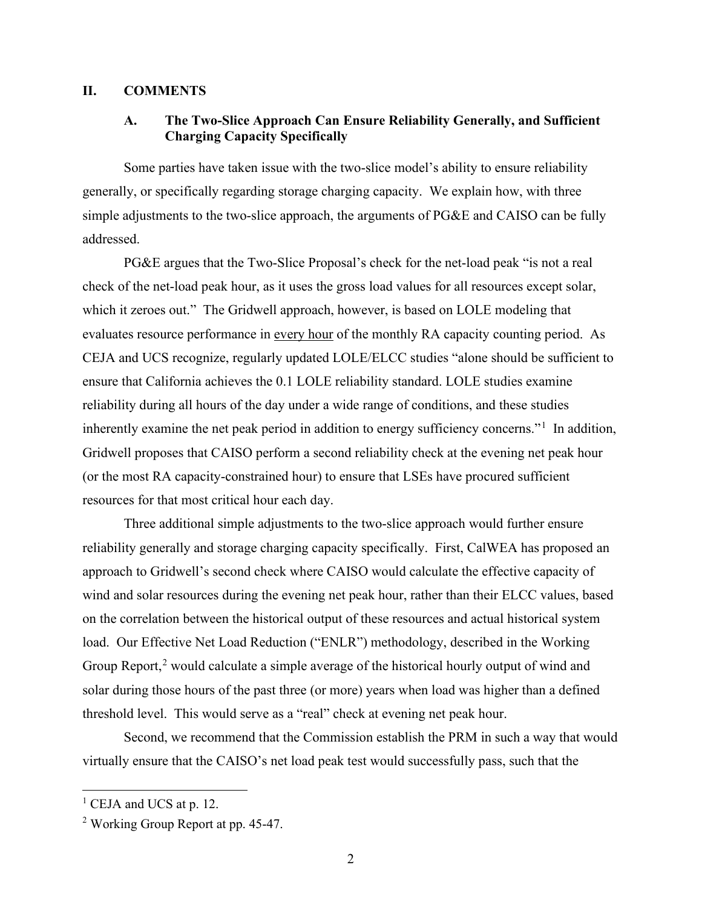## II. COMMENTS

### A. The Two-Slice Approach Can Ensure Reliability Generally, and Sufficient Charging Capacity Specifically

Some parties have taken issue with the two-slice model's ability to ensure reliability generally, or specifically regarding storage charging capacity. We explain how, with three simple adjustments to the two-slice approach, the arguments of PG&E and CAISO can be fully addressed.

PG&E argues that the Two-Slice Proposal's check for the net-load peak "is not a real check of the net-load peak hour, as it uses the gross load values for all resources except solar, which it zeroes out." The Gridwell approach, however, is based on LOLE modeling that evaluates resource performance in <u>every hour</u> of the monthly RA capacity counting period. As CEJA and UCS recognize, regularly updated LOLE/ELCC studies "alone should be sufficient to ensure that California achieves the 0.1 LOLE reliability standard. LOLE studies examine reliability during all hours of the day under a wide range of conditions, and these studies inherently examine the net peak period in addition to energy sufficiency concerns."[1] In addition, Gridwell proposes that CAISO perform a second reliability check at the evening net peak hour (or the most RA capacity-constrained hour) to ensure that LSEs have procured sufficient resources for that most critical hour each day.

Three additional simple adjustments to the two-slice approach would further ensure reliability generally and storage charging capacity specifically. First, CalWEA has proposed an approach to Gridwell's second check where CAISO would calculate the effective capacity of wind and solar resources during the evening net peak hour, rather than their ELCC values, based on the correlation between the historical output of these resources and actual historical system load. Our Effective Net Load Reduction ("ENLR") methodology, described in the Working Group Report,[2] would calculate a simple average of the historical hourly output of wind and solar during those hours of the past three (or more) years when load was higher than a defined threshold level. This would serve as a "real" check at evening net peak hour.

Second, we recommend that the Commission establish the PRM in such a way that would virtually ensure that the CAISO's net load peak test would successfully pass, such that the

---

[1] CEJA and UCS at p. 12.

[2] Working Group Report at pp. 45-47.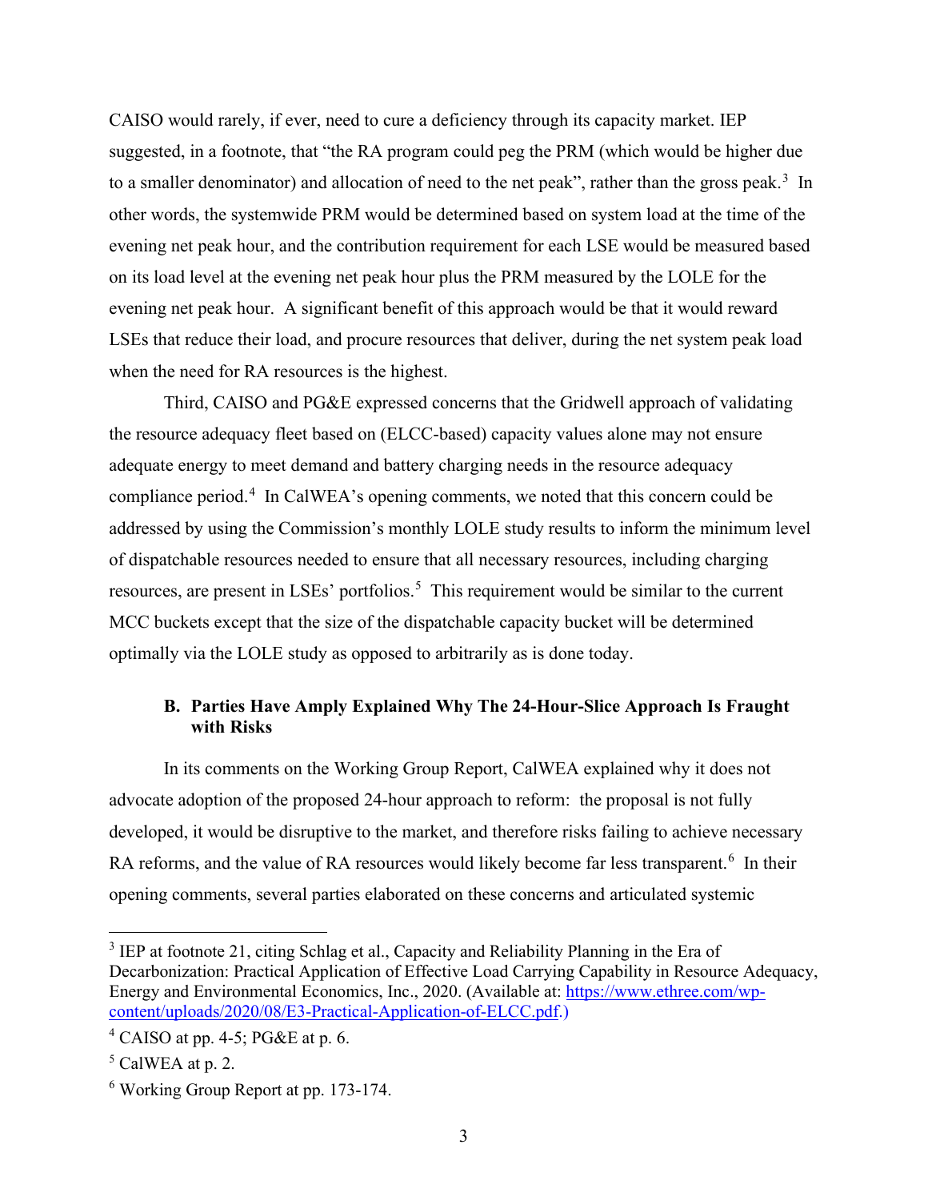CAISO would rarely, if ever, need to cure a deficiency through its capacity market. IEP suggested, in a footnote, that "the RA program could peg the PRM (which would be higher due to a smaller denominator) and allocation of need to the net peak", rather than the gross peak.[3] In other words, the systemwide PRM would be determined based on system load at the time of the evening net peak hour, and the contribution requirement for each LSE would be measured based on its load level at the evening net peak hour plus the PRM measured by the LOLE for the evening net peak hour. A significant benefit of this approach would be that it would reward LSEs that reduce their load, and procure resources that deliver, during the net system peak load when the need for RA resources is the highest.

Third, CAISO and PG&E expressed concerns that the Gridwell approach of validating the resource adequacy fleet based on (ELCC-based) capacity values alone may not ensure adequate energy to meet demand and battery charging needs in the resource adequacy compliance period.[4] In CalWEA's opening comments, we noted that this concern could be addressed by using the Commission's monthly LOLE study results to inform the minimum level of dispatchable resources needed to ensure that all necessary resources, including charging resources, are present in LSEs' portfolios.[5] This requirement would be similar to the current MCC buckets except that the size of the dispatchable capacity bucket will be determined optimally via the LOLE study as opposed to arbitrarily as is done today.

### B. Parties Have Amply Explained Why The 24-Hour-Slice Approach Is Fraught with Risks

In its comments on the Working Group Report, CalWEA explained why it does not advocate adoption of the proposed 24-hour approach to reform: the proposal is not fully developed, it would be disruptive to the market, and therefore risks failing to achieve necessary RA reforms, and the value of RA resources would likely become far less transparent.[6] In their opening comments, several parties elaborated on these concerns and articulated systemic

---

[3] IEP at footnote 21, citing Schlag et al., Capacity and Reliability Planning in the Era of Decarbonization: Practical Application of Effective Load Carrying Capability in Resource Adequacy, Energy and Environmental Economics, Inc., 2020. (Available at: https://www.ethree.com/wp-content/uploads/2020/08/E3-Practical-Application-of-ELCC.pdf.)

[4] CAISO at pp. 4-5; PG&E at p. 6.

[5] CalWEA at p. 2.

[6] Working Group Report at pp. 173-174.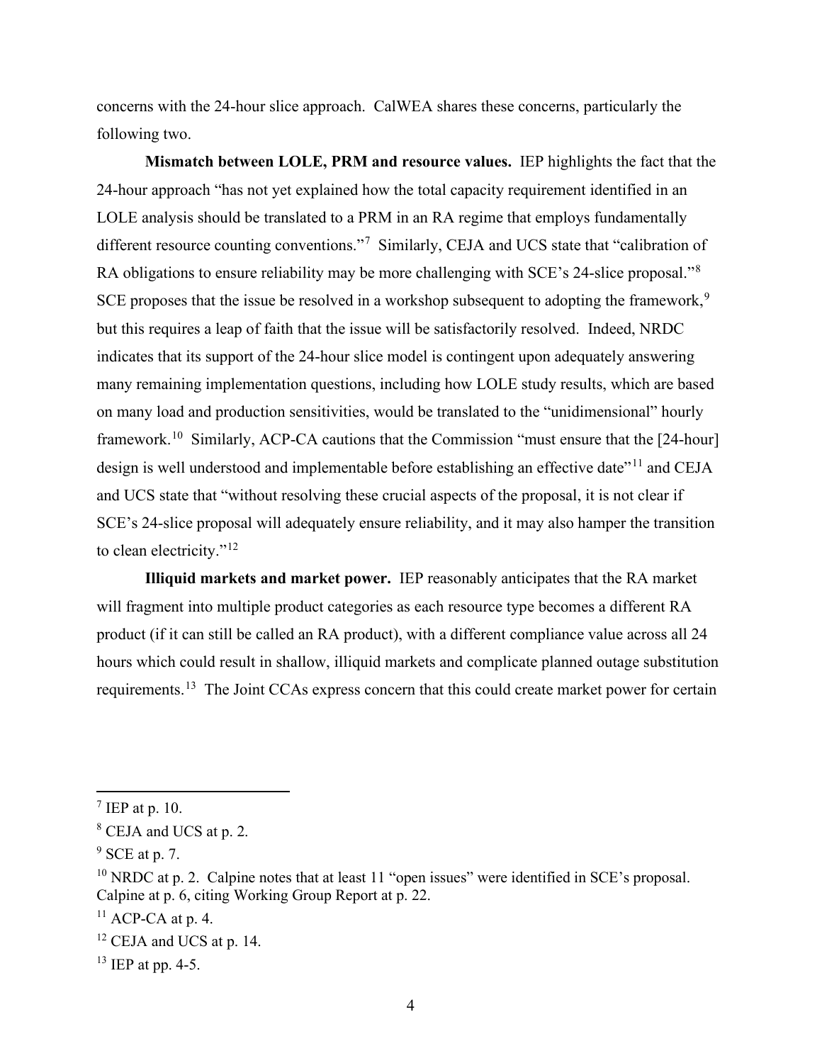concerns with the 24-hour slice approach. CalWEA shares these concerns, particularly the following two.

**Mismatch between LOLE, PRM and resource values.** IEP highlights the fact that the 24-hour approach "has not yet explained how the total capacity requirement identified in an LOLE analysis should be translated to a PRM in an RA regime that employs fundamentally different resource counting conventions."[7] Similarly, CEJA and UCS state that "calibration of RA obligations to ensure reliability may be more challenging with SCE's 24-slice proposal."[8] SCE proposes that the issue be resolved in a workshop subsequent to adopting the framework,[9] but this requires a leap of faith that the issue will be satisfactorily resolved. Indeed, NRDC indicates that its support of the 24-hour slice model is contingent upon adequately answering many remaining implementation questions, including how LOLE study results, which are based on many load and production sensitivities, would be translated to the "unidimensional" hourly framework.[10] Similarly, ACP-CA cautions that the Commission "must ensure that the [24-hour] design is well understood and implementable before establishing an effective date"[11] and CEJA and UCS state that "without resolving these crucial aspects of the proposal, it is not clear if SCE's 24-slice proposal will adequately ensure reliability, and it may also hamper the transition to clean electricity."[12]

**Illiquid markets and market power.** IEP reasonably anticipates that the RA market will fragment into multiple product categories as each resource type becomes a different RA product (if it can still be called an RA product), with a different compliance value across all 24 hours which could result in shallow, illiquid markets and complicate planned outage substitution requirements.[13] The Joint CCAs express concern that this could create market power for certain

---

[7] IEP at p. 10.

[8] CEJA and UCS at p. 2.

[9] SCE at p. 7.

[10] NRDC at p. 2. Calpine notes that at least 11 "open issues" were identified in SCE's proposal. Calpine at p. 6, citing Working Group Report at p. 22.

[11] ACP-CA at p. 4.

[12] CEJA and UCS at p. 14.

[13] IEP at pp. 4-5.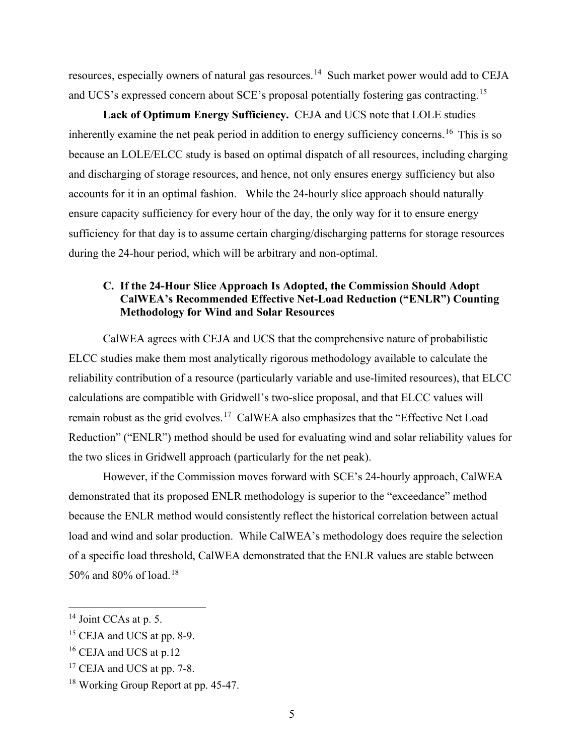resources, especially owners of natural gas resources.[14] Such market power would add to CEJA and UCS's expressed concern about SCE's proposal potentially fostering gas contracting.[15]

**Lack of Optimum Energy Sufficiency.** CEJA and UCS note that LOLE studies inherently examine the net peak period in addition to energy sufficiency concerns.[16] This is so because an LOLE/ELCC study is based on optimal dispatch of all resources, including charging and discharging of storage resources, and hence, not only ensures energy sufficiency but also accounts for it in an optimal fashion. While the 24-hourly slice approach should naturally ensure capacity sufficiency for every hour of the day, the only way for it to ensure energy sufficiency for that day is to assume certain charging/discharging patterns for storage resources during the 24-hour period, which will be arbitrary and non-optimal.

### C. If the 24-Hour Slice Approach Is Adopted, the Commission Should Adopt CalWEA's Recommended Effective Net-Load Reduction ("ENLR") Counting Methodology for Wind and Solar Resources

CalWEA agrees with CEJA and UCS that the comprehensive nature of probabilistic ELCC studies make them most analytically rigorous methodology available to calculate the reliability contribution of a resource (particularly variable and use-limited resources), that ELCC calculations are compatible with Gridwell's two-slice proposal, and that ELCC values will remain robust as the grid evolves.[17] CalWEA also emphasizes that the "Effective Net Load Reduction" ("ENLR") method should be used for evaluating wind and solar reliability values for the two slices in Gridwell approach (particularly for the net peak).

However, if the Commission moves forward with SCE's 24-hourly approach, CalWEA demonstrated that its proposed ENLR methodology is superior to the "exceedance" method because the ENLR method would consistently reflect the historical correlation between actual load and wind and solar production. While CalWEA's methodology does require the selection of a specific load threshold, CalWEA demonstrated that the ENLR values are stable between 50% and 80% of load.[18]

---

[14] Joint CCAs at p. 5.

[15] CEJA and UCS at pp. 8-9.

[16] CEJA and UCS at p.12

[17] CEJA and UCS at pp. 7-8.

[18] Working Group Report at pp. 45-47.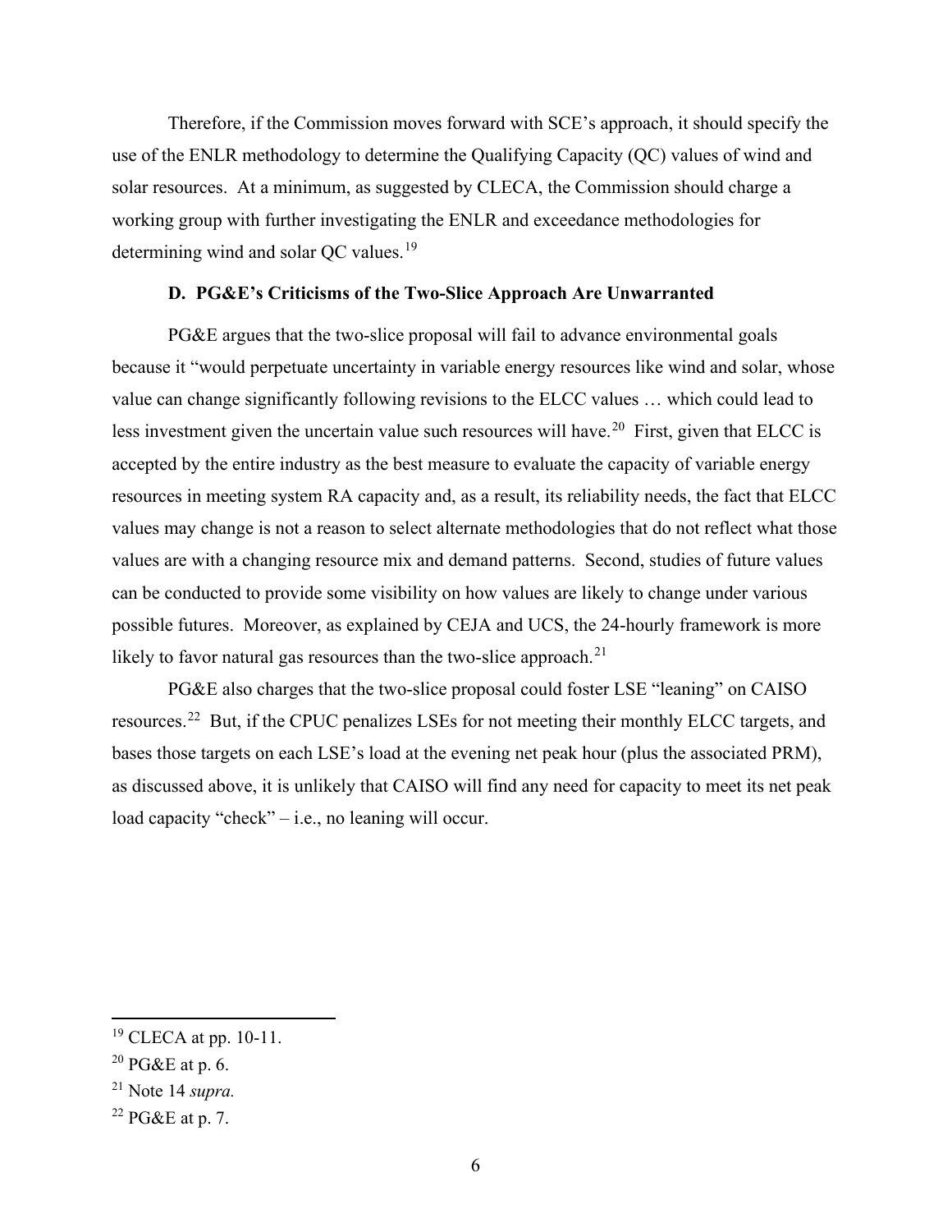Therefore, if the Commission moves forward with SCE's approach, it should specify the use of the ENLR methodology to determine the Qualifying Capacity (QC) values of wind and solar resources. At a minimum, as suggested by CLECA, the Commission should charge a working group with further investigating the ENLR and exceedance methodologies for determining wind and solar QC values.[19]

### D. PG&E's Criticisms of the Two-Slice Approach Are Unwarranted

PG&E argues that the two-slice proposal will fail to advance environmental goals because it "would perpetuate uncertainty in variable energy resources like wind and solar, whose value can change significantly following revisions to the ELCC values … which could lead to less investment given the uncertain value such resources will have.[20] First, given that ELCC is accepted by the entire industry as the best measure to evaluate the capacity of variable energy resources in meeting system RA capacity and, as a result, its reliability needs, the fact that ELCC values may change is not a reason to select alternate methodologies that do not reflect what those values are with a changing resource mix and demand patterns. Second, studies of future values can be conducted to provide some visibility on how values are likely to change under various possible futures. Moreover, as explained by CEJA and UCS, the 24-hourly framework is more likely to favor natural gas resources than the two-slice approach.[21]

PG&E also charges that the two-slice proposal could foster LSE "leaning" on CAISO resources.[22] But, if the CPUC penalizes LSEs for not meeting their monthly ELCC targets, and bases those targets on each LSE's load at the evening net peak hour (plus the associated PRM), as discussed above, it is unlikely that CAISO will find any need for capacity to meet its net peak load capacity "check" – i.e., no leaning will occur.

---

[19] CLECA at pp. 10-11.

[20] PG&E at p. 6.

[21] Note 14 *supra.*

[22] PG&E at p. 7.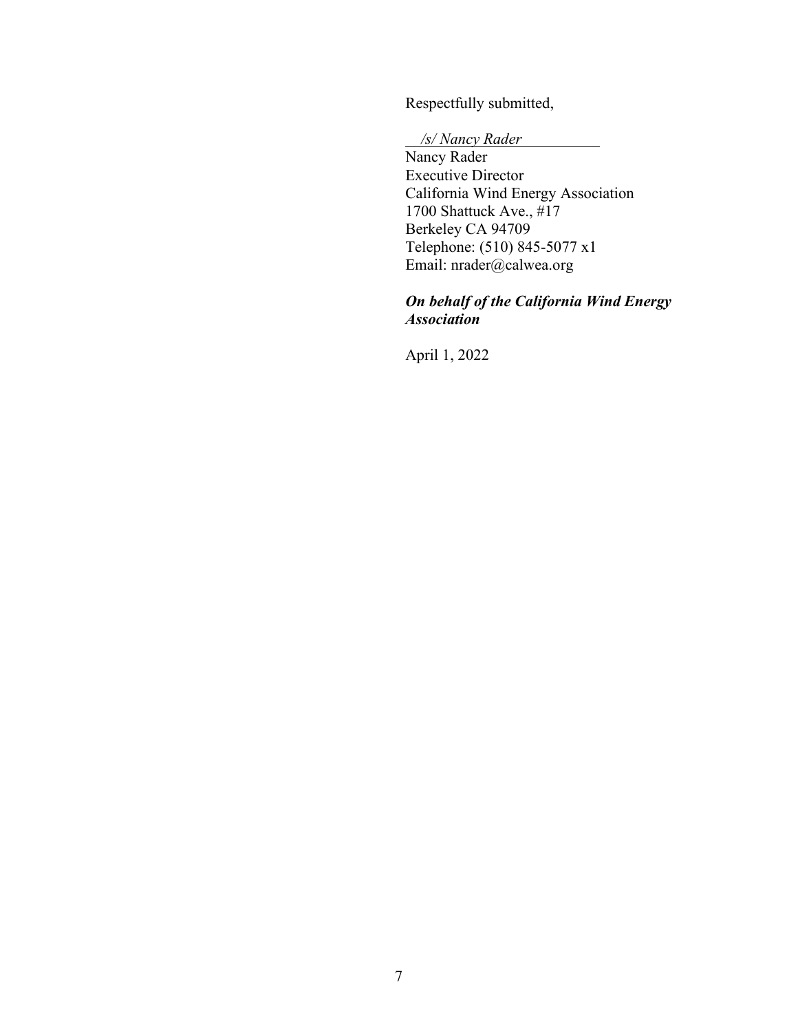Respectfully submitted,

*/s/ Nancy Rader*

Nancy Rader
Executive Director
California Wind Energy Association
1700 Shattuck Ave., #17
Berkeley CA 94709
Telephone: (510) 845-5077 x1
Email: nrader@calwea.org

***On behalf of the California Wind Energy Association***

April 1, 2022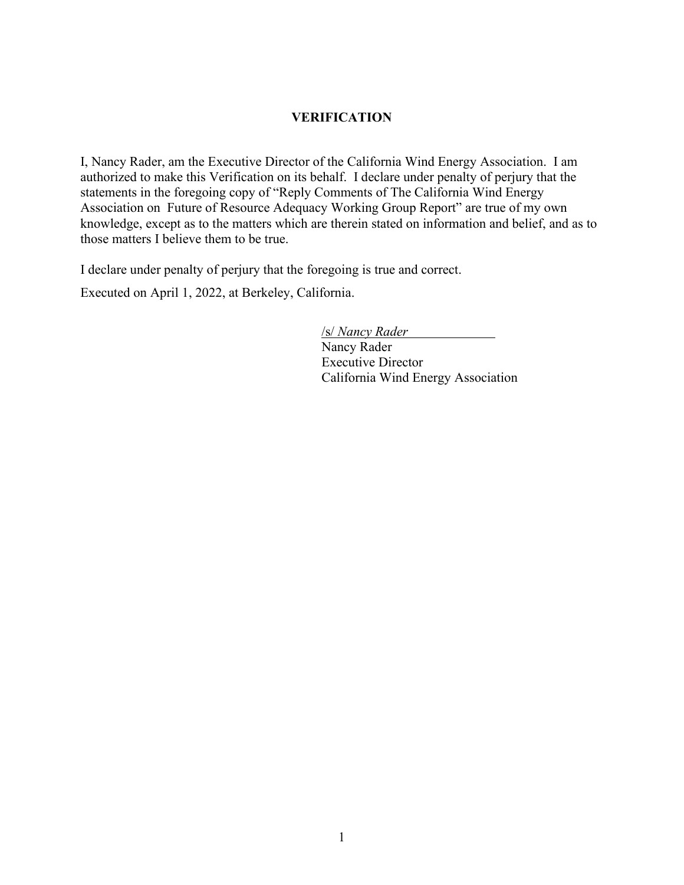# VERIFICATION

I, Nancy Rader, am the Executive Director of the California Wind Energy Association. I am authorized to make this Verification on its behalf. I declare under penalty of perjury that the statements in the foregoing copy of "Reply Comments of The California Wind Energy Association on Future of Resource Adequacy Working Group Report" are true of my own knowledge, except as to the matters which are therein stated on information and belief, and as to those matters I believe them to be true.

I declare under penalty of perjury that the foregoing is true and correct.

Executed on April 1, 2022, at Berkeley, California.

/s/ *Nancy Rader*
Nancy Rader
Executive Director
California Wind Energy Association